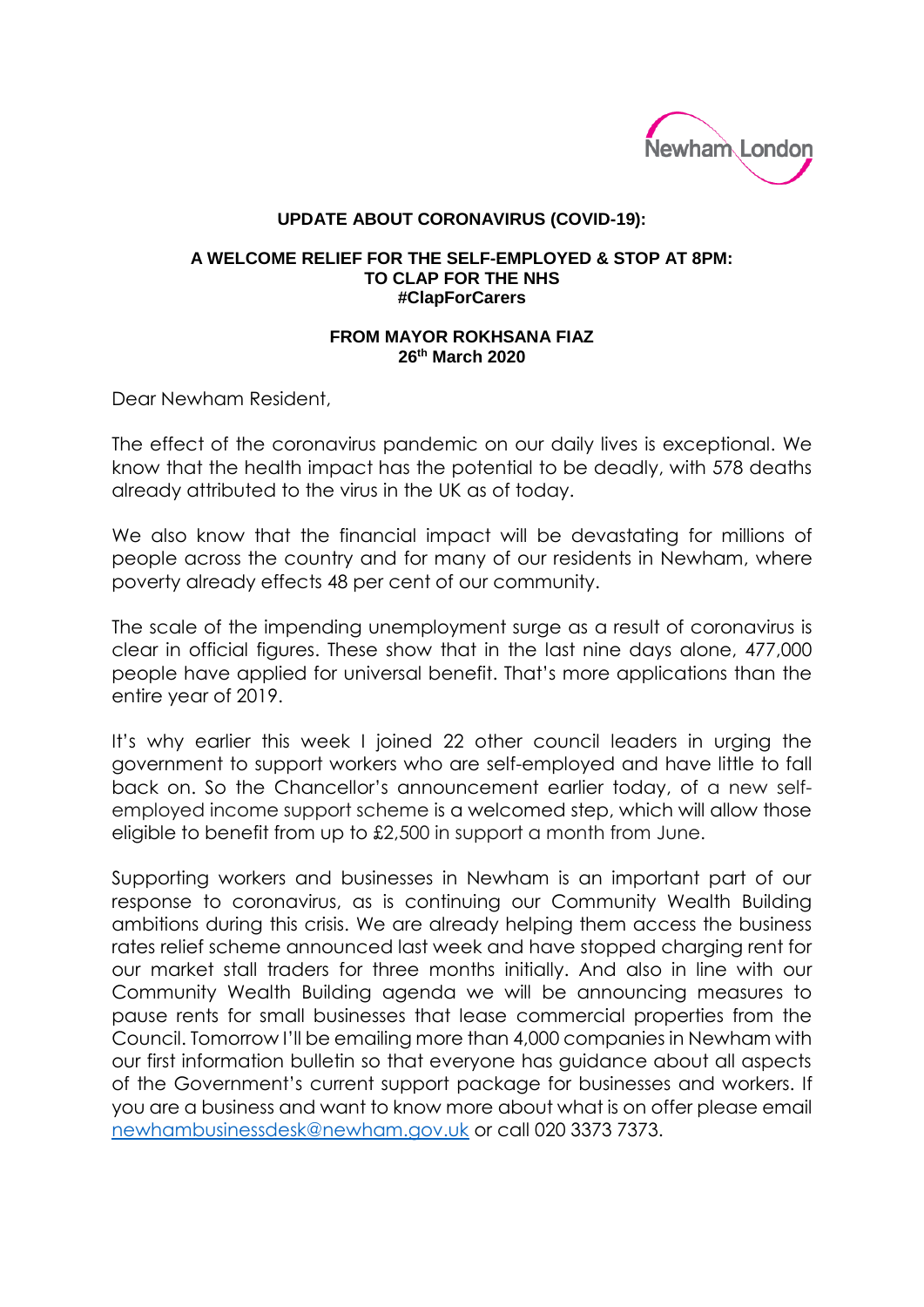Newham London

**UPDATE ABOUT CORONAVIRUS (COVID-19):**

**A WELCOME RELIEF FOR THE SELF-EMPLOYED & STOP AT 8PM: TO CLAP FOR THE NHS #ClapForCarers**

**FROM MAYOR ROKHSANA FIAZ**
**26th March 2020**

Dear Newham Resident,

The effect of the coronavirus pandemic on our daily lives is exceptional. We know that the health impact has the potential to be deadly, with 578 deaths already attributed to the virus in the UK as of today.

We also know that the financial impact will be devastating for millions of people across the country and for many of our residents in Newham, where poverty already effects 48 per cent of our community.

The scale of the impending unemployment surge as a result of coronavirus is clear in official figures. These show that in the last nine days alone, 477,000 people have applied for universal benefit. That's more applications than the entire year of 2019.

It's why earlier this week I joined 22 other council leaders in urging the government to support workers who are self-employed and have little to fall back on. So the Chancellor's announcement earlier today, of a new self-employed income support scheme is a welcomed step, which will allow those eligible to benefit from up to £2,500 in support a month from June.

Supporting workers and businesses in Newham is an important part of our response to coronavirus, as is continuing our Community Wealth Building ambitions during this crisis. We are already helping them access the business rates relief scheme announced last week and have stopped charging rent for our market stall traders for three months initially. And also in line with our Community Wealth Building agenda we will be announcing measures to pause rents for small businesses that lease commercial properties from the Council. Tomorrow I'll be emailing more than 4,000 companies in Newham with our first information bulletin so that everyone has guidance about all aspects of the Government's current support package for businesses and workers. If you are a business and want to know more about what is on offer please email newhambusinessdesk@newham.gov.uk or call 020 3373 7373.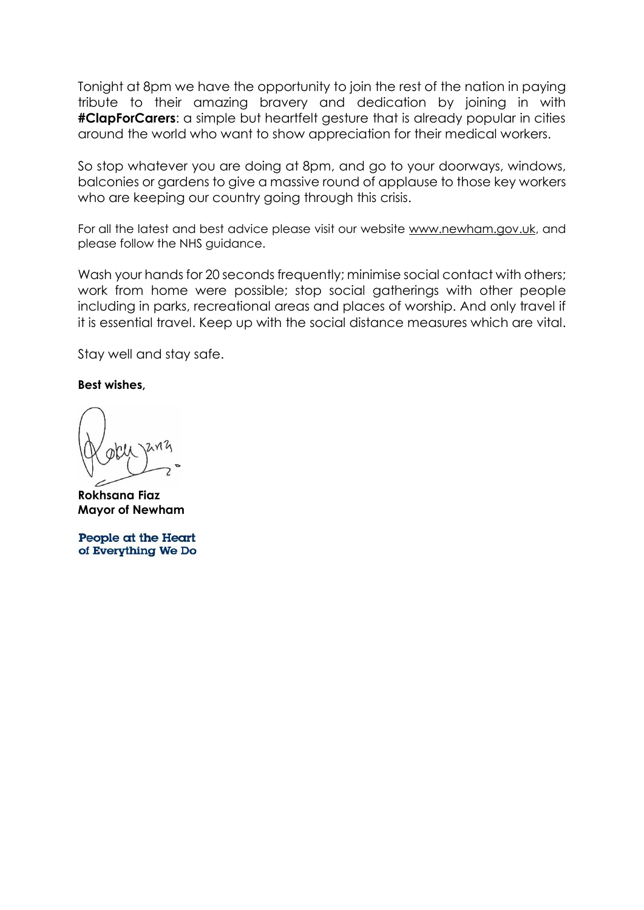Tonight at 8pm we have the opportunity to join the rest of the nation in paying tribute to their amazing bravery and dedication by joining in with **#ClapForCarers**: a simple but heartfelt gesture that is already popular in cities around the world who want to show appreciation for their medical workers.

So stop whatever you are doing at 8pm, and go to your doorways, windows, balconies or gardens to give a massive round of applause to those key workers who are keeping our country going through this crisis.

For all the latest and best advice please visit our website www.newham.gov.uk, and please follow the NHS guidance.

Wash your hands for 20 seconds frequently; minimise social contact with others; work from home were possible; stop social gatherings with other people including in parks, recreational areas and places of worship. And only travel if it is essential travel. Keep up with the social distance measures which are vital.

Stay well and stay safe.

**Best wishes,**

**Rokhsana Fiaz**
**Mayor of Newham**

**People at the Heart of Everything We Do**